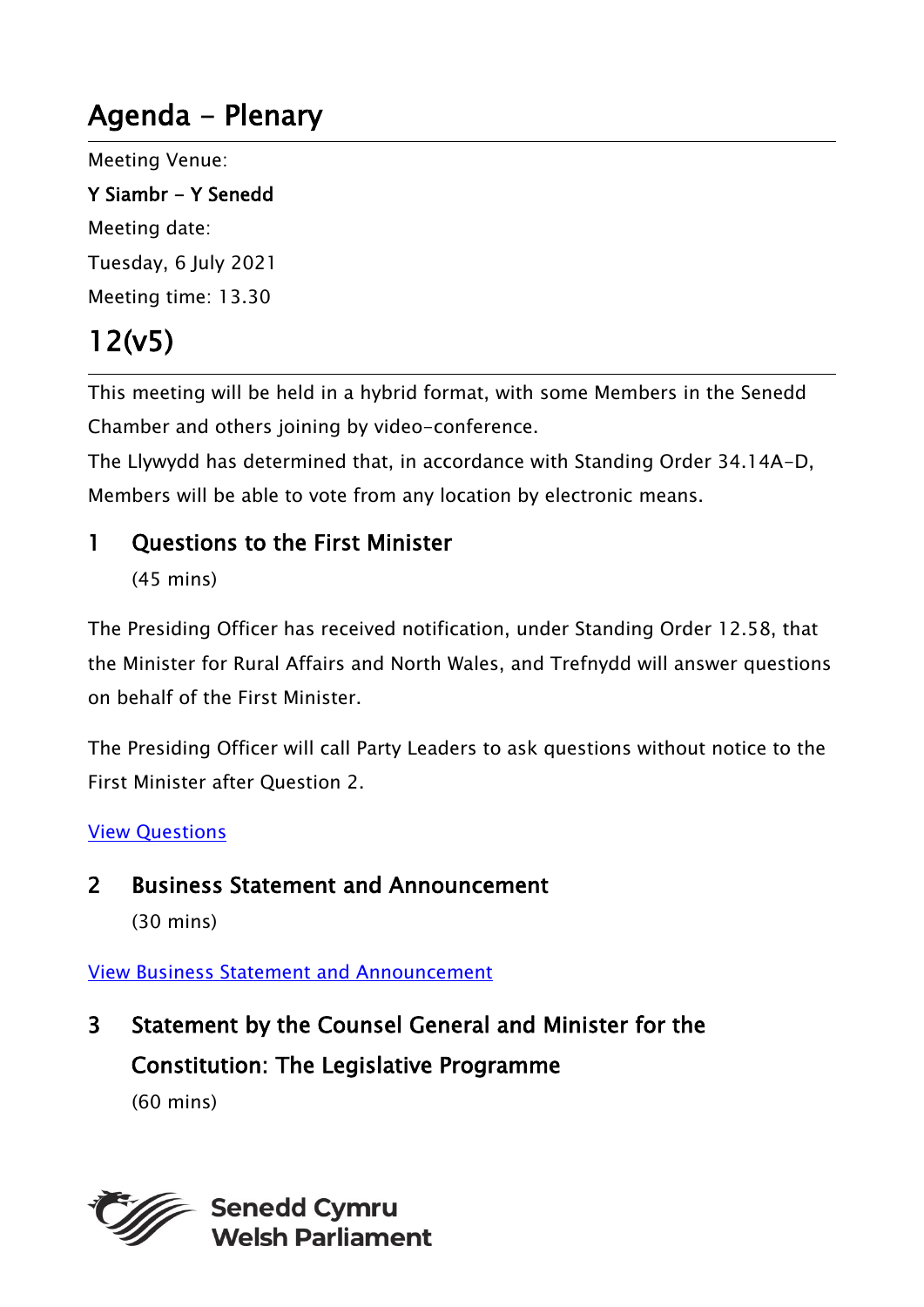# Agenda - Plenary

Meeting Venue:

**Y Siambr - Y Senedd**

Meeting date:

Tuesday, 6 July 2021

Meeting time: 13.30

# 12(v5)

This meeting will be held in a hybrid format, with some Members in the Senedd Chamber and others joining by video-conference.

The Llywydd has determined that, in accordance with Standing Order 34.14A-D, Members will be able to vote from any location by electronic means.

## 1 Questions to the First Minister

(45 mins)

The Presiding Officer has received notification, under Standing Order 12.58, that the Minister for Rural Affairs and North Wales, and Trefnydd will answer questions on behalf of the First Minister.

The Presiding Officer will call Party Leaders to ask questions without notice to the First Minister after Question 2.

View Questions

## 2 Business Statement and Announcement

(30 mins)

View Business Statement and Announcement

## 3 Statement by the Counsel General and Minister for the Constitution: The Legislative Programme

(60 mins)

Senedd Cymru
Welsh Parliament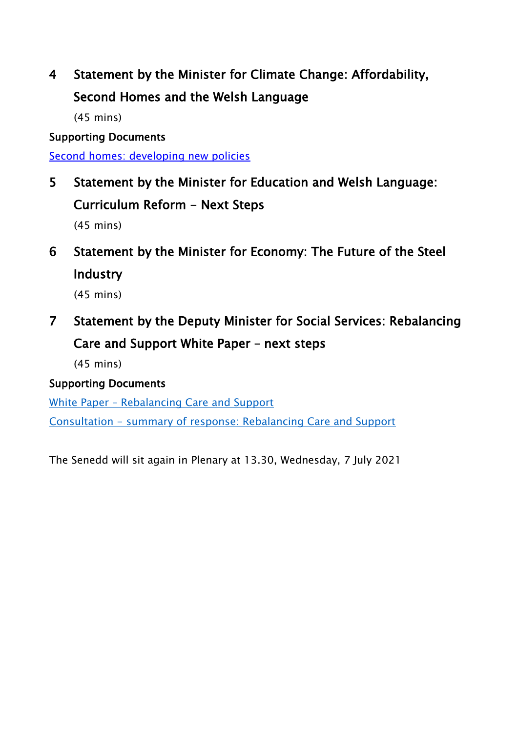## 4 Statement by the Minister for Climate Change: Affordability, Second Homes and the Welsh Language

(45 mins)

**Supporting Documents**

Second homes: developing new policies

## 5 Statement by the Minister for Education and Welsh Language: Curriculum Reform – Next Steps

(45 mins)

## 6 Statement by the Minister for Economy: The Future of the Steel Industry

(45 mins)

## 7 Statement by the Deputy Minister for Social Services: Rebalancing Care and Support White Paper – next steps

(45 mins)

**Supporting Documents**

White Paper – Rebalancing Care and Support

Consultation – summary of response: Rebalancing Care and Support

The Senedd will sit again in Plenary at 13.30, Wednesday, 7 July 2021